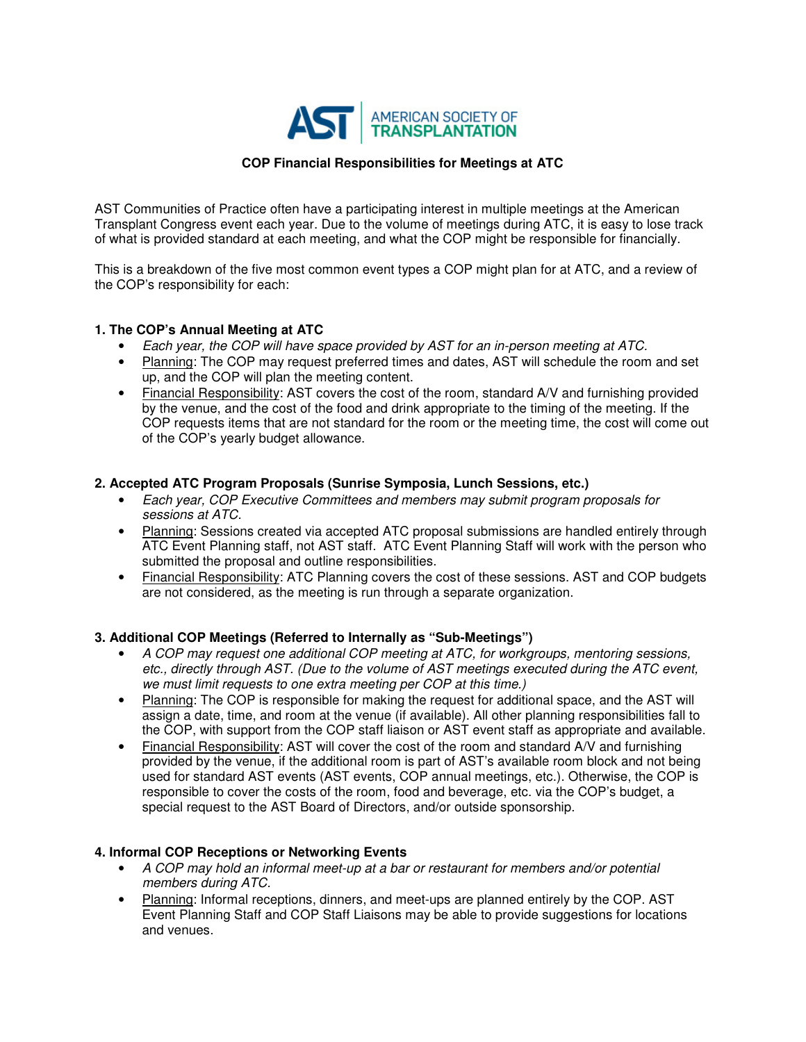AST | AMERICAN SOCIETY OF TRANSPLANTATION

# COP Financial Responsibilities for Meetings at ATC

AST Communities of Practice often have a participating interest in multiple meetings at the American Transplant Congress event each year. Due to the volume of meetings during ATC, it is easy to lose track of what is provided standard at each meeting, and what the COP might be responsible for financially.

This is a breakdown of the five most common event types a COP might plan for at ATC, and a review of the COP's responsibility for each:

## 1. The COP's Annual Meeting at ATC

- *Each year, the COP will have space provided by AST for an in-person meeting at ATC.*
- Planning: The COP may request preferred times and dates, AST will schedule the room and set up, and the COP will plan the meeting content.
- Financial Responsibility: AST covers the cost of the room, standard A/V and furnishing provided by the venue, and the cost of the food and drink appropriate to the timing of the meeting. If the COP requests items that are not standard for the room or the meeting time, the cost will come out of the COP's yearly budget allowance.

## 2. Accepted ATC Program Proposals (Sunrise Symposia, Lunch Sessions, etc.)

- *Each year, COP Executive Committees and members may submit program proposals for sessions at ATC.*
- Planning: Sessions created via accepted ATC proposal submissions are handled entirely through ATC Event Planning staff, not AST staff. ATC Event Planning Staff will work with the person who submitted the proposal and outline responsibilities.
- Financial Responsibility: ATC Planning covers the cost of these sessions. AST and COP budgets are not considered, as the meeting is run through a separate organization.

## 3. Additional COP Meetings (Referred to Internally as "Sub-Meetings")

- *A COP may request one additional COP meeting at ATC, for workgroups, mentoring sessions, etc., directly through AST. (Due to the volume of AST meetings executed during the ATC event, we must limit requests to one extra meeting per COP at this time.)*
- Planning: The COP is responsible for making the request for additional space, and the AST will assign a date, time, and room at the venue (if available). All other planning responsibilities fall to the COP, with support from the COP staff liaison or AST event staff as appropriate and available.
- Financial Responsibility: AST will cover the cost of the room and standard A/V and furnishing provided by the venue, if the additional room is part of AST's available room block and not being used for standard AST events (AST events, COP annual meetings, etc.). Otherwise, the COP is responsible to cover the costs of the room, food and beverage, etc. via the COP's budget, a special request to the AST Board of Directors, and/or outside sponsorship.

## 4. Informal COP Receptions or Networking Events

- *A COP may hold an informal meet-up at a bar or restaurant for members and/or potential members during ATC.*
- Planning: Informal receptions, dinners, and meet-ups are planned entirely by the COP. AST Event Planning Staff and COP Staff Liaisons may be able to provide suggestions for locations and venues.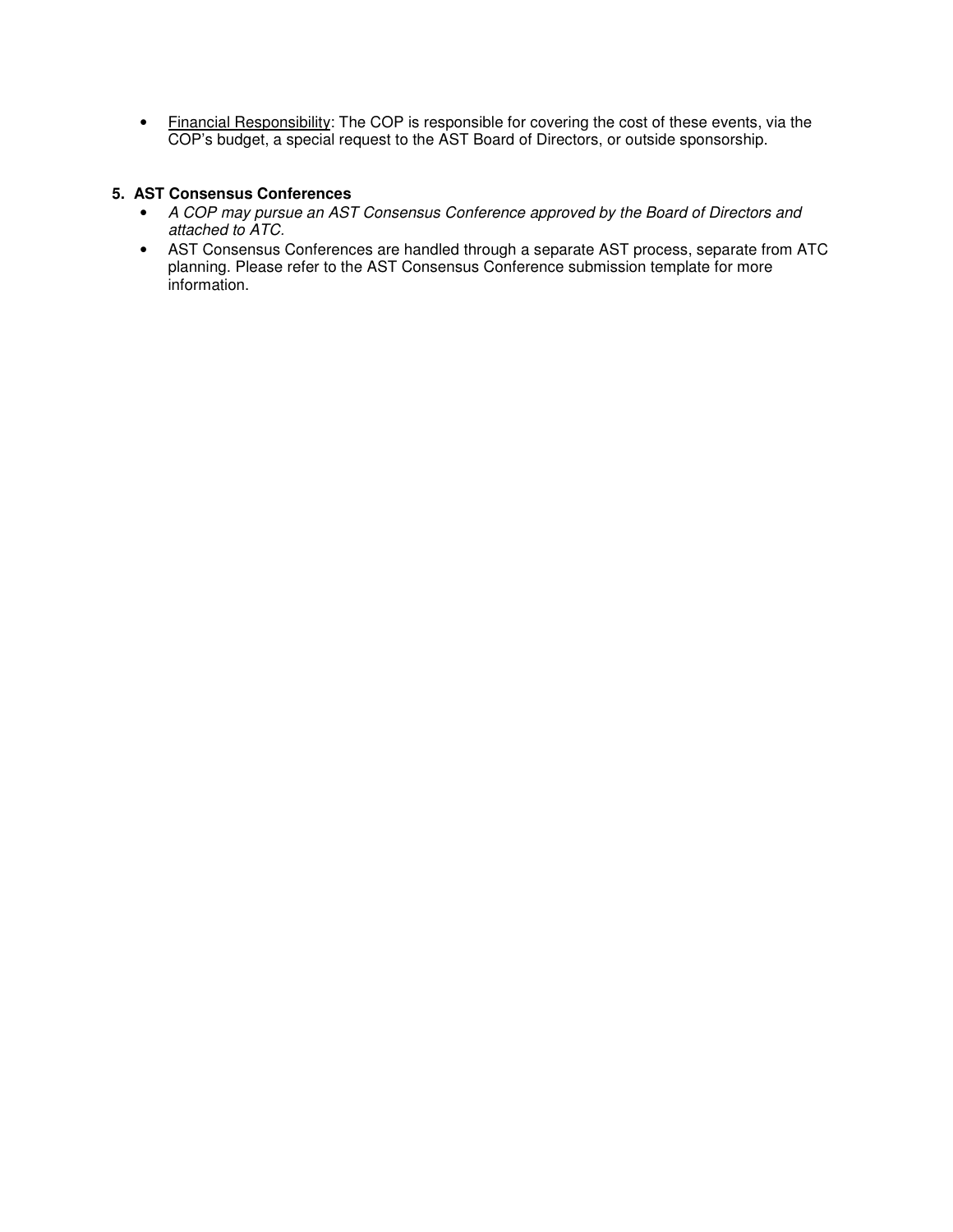- Financial Responsibility: The COP is responsible for covering the cost of these events, via the COP's budget, a special request to the AST Board of Directors, or outside sponsorship.

**5. AST Consensus Conferences**

- *A COP may pursue an AST Consensus Conference approved by the Board of Directors and attached to ATC.*
- AST Consensus Conferences are handled through a separate AST process, separate from ATC planning. Please refer to the AST Consensus Conference submission template for more information.